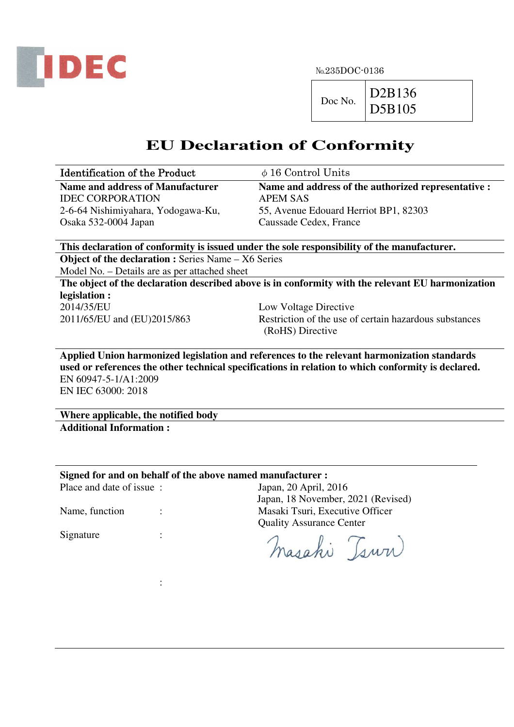IDEC

№235DOC-0136

| Doc No. | D2B136<br>D5B105 |
|---|---|

# EU Declaration of Conformity

| Identification of the Product | $\phi$ 16 Control Units |
|---|---|
| **Name and address of Manufacturer**<br>IDEC CORPORATION<br>2-6-64 Nishimiyahara, Yodogawa-Ku,<br>Osaka 532-0004 Japan | **Name and address of the authorized representative :**<br>APEM SAS<br>55, Avenue Edouard Herriot BP1, 82303<br>Caussade Cedex, France |

**This declaration of conformity is issued under the sole responsibility of the manufacturer.**

**Object of the declaration :** Series Name – X6 Series

Model No. – Details are as per attached sheet

**The object of the declaration described above is in conformity with the relevant EU harmonization legislation :**

| | |
|---|---|
| 2014/35/EU | Low Voltage Directive |
| 2011/65/EU and (EU)2015/863 | Restriction of the use of certain hazardous substances (RoHS) Directive |

**Applied Union harmonized legislation and references to the relevant harmonization standards used or references the other technical specifications in relation to which conformity is declared.**

EN 60947-5-1/A1:2009

EN IEC 63000: 2018

**Where applicable, the notified body**

**Additional Information :**

**Signed for and on behalf of the above named manufacturer :**

| | | |
|---|---|---|
| Place and date of issue | : | Japan, 20 April, 2016<br>Japan, 18 November, 2021 (Revised) |
| Name, function | : | Masaki Tsuri, Executive Officer<br>Quality Assurance Center |
| Signature | : | Masaki Tsuri |
| | : | |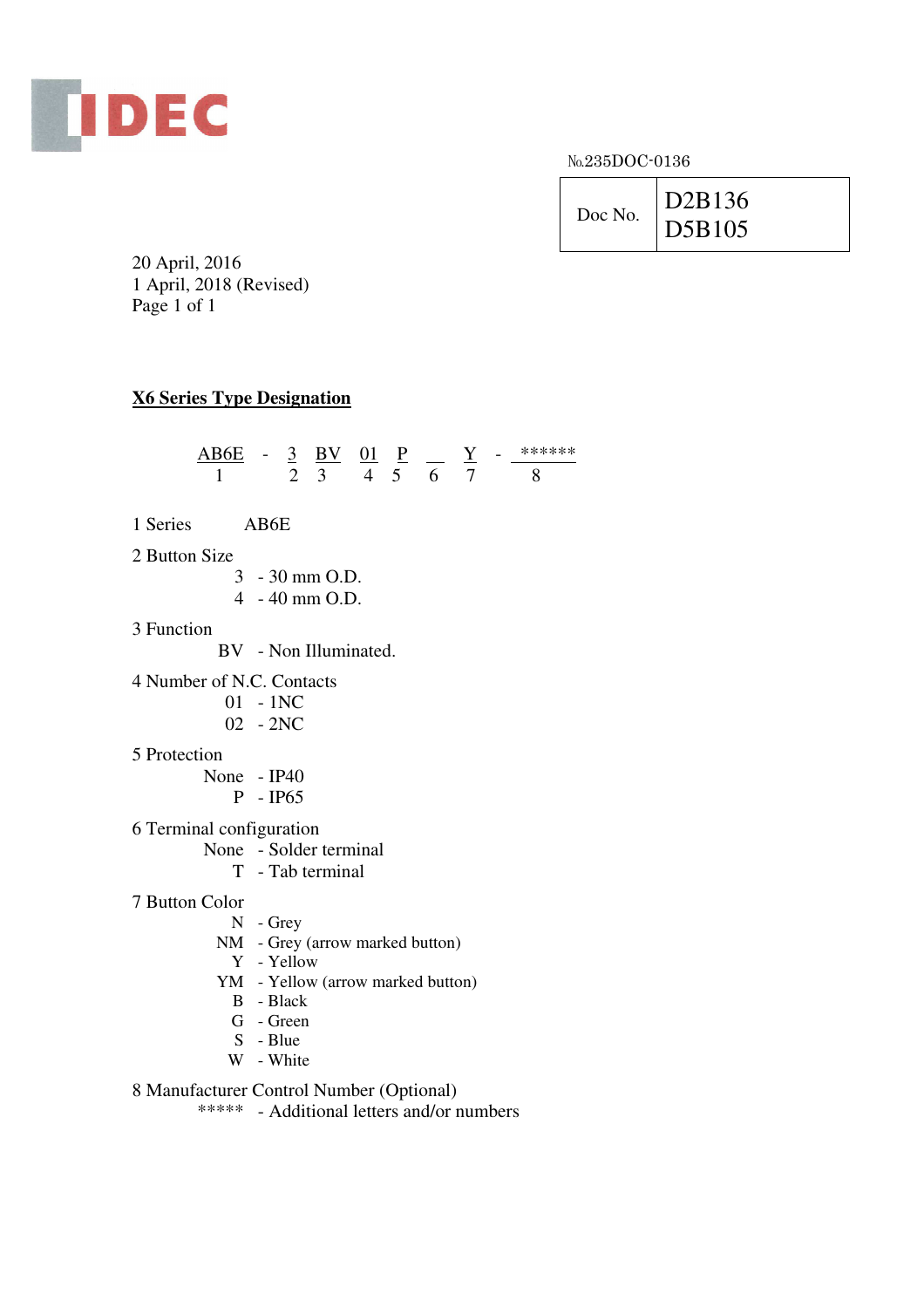IDEC

№.235DOC-0136

| | |
|---|---|
| Doc No. | D2B136<br>D5B105 |

20 April, 2016
1 April, 2018 (Revised)

## X6 Series Type Designation

```
AB6E  -  3  BV  01  P  __  Y  -  ******
  1      2   3   4  5   6  7       8
```

1 Series AB6E

2 Button Size
- 3 - 30 mm O.D.
- 4 - 40 mm O.D.

3 Function
- BV - Non Illuminated.

4 Number of N.C. Contacts
- 01 - 1NC
- 02 - 2NC

5 Protection
- None - IP40
- P - IP65

6 Terminal configuration
- None - Solder terminal
- T - Tab terminal

7 Button Color
- N - Grey
- NM - Grey (arrow marked button)
- Y - Yellow
- YM - Yellow (arrow marked button)
- B - Black
- G - Green
- S - Blue
- W - White

8 Manufacturer Control Number (Optional)
- ***** - Additional letters and/or numbers